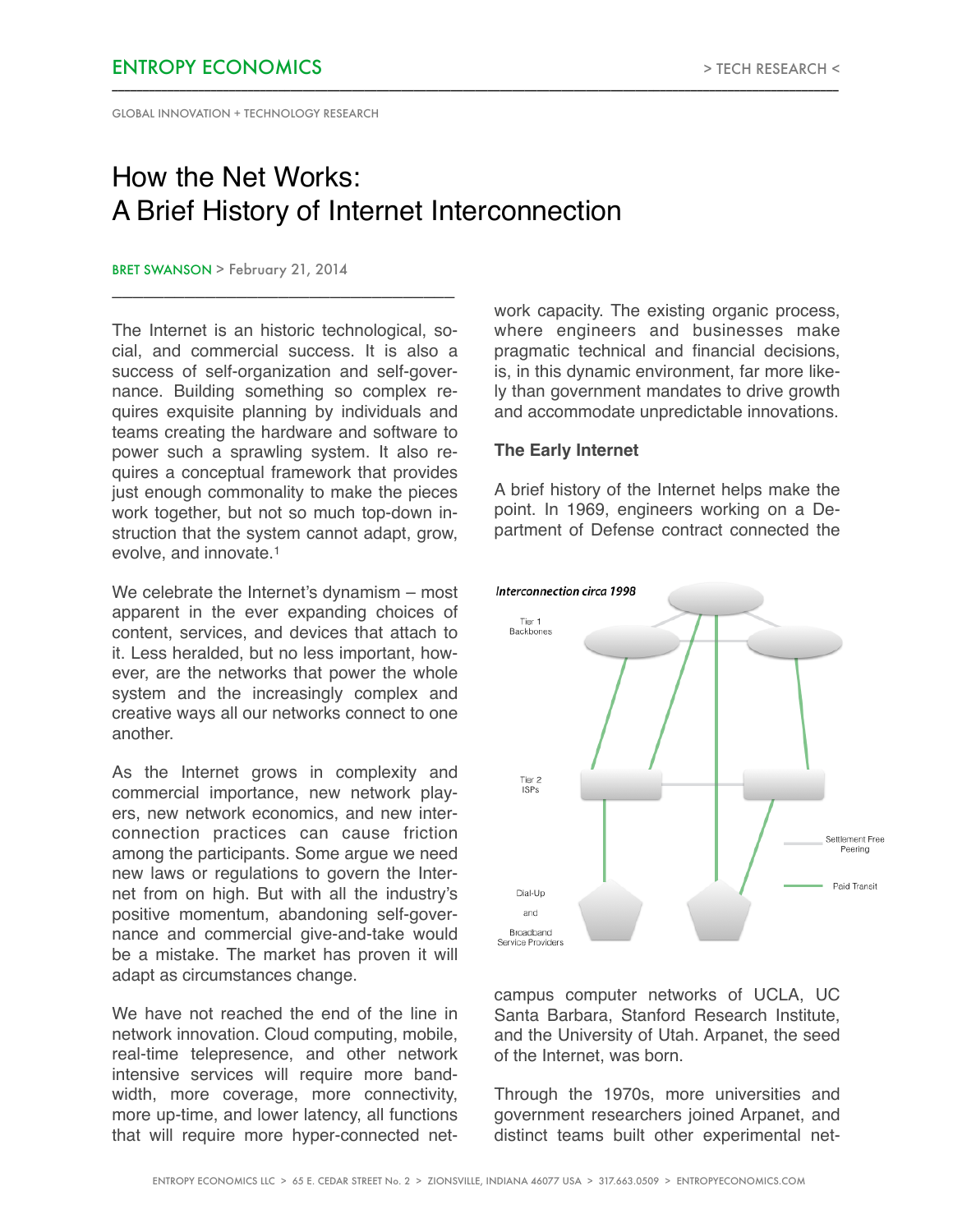ENTROPY ECONOMICS

GLOBAL INNOVATION + TECHNOLOGY RESEARCH

# How the Net Works: A Brief History of Internet Interconnection

BRET SWANSON > February 21, 2014

The Internet is an historic technological, social, and commercial success. It is also a success of self-organization and self-governance. Building something so complex requires exquisite planning by individuals and teams creating the hardware and software to power such a sprawling system. It also requires a conceptual framework that provides just enough commonality to make the pieces work together, but not so much top-down instruction that the system cannot adapt, grow, evolve, and innovate.[1]

We celebrate the Internet's dynamism – most apparent in the ever expanding choices of content, services, and devices that attach to it. Less heralded, but no less important, however, are the networks that power the whole system and the increasingly complex and creative ways all our networks connect to one another.

As the Internet grows in complexity and commercial importance, new network players, new network economics, and new interconnection practices can cause friction among the participants. Some argue we need new laws or regulations to govern the Internet from on high. But with all the industry's positive momentum, abandoning self-governance and commercial give-and-take would be a mistake. The market has proven it will adapt as circumstances change.

We have not reached the end of the line in network innovation. Cloud computing, mobile, real-time telepresence, and other network intensive services will require more bandwidth, more coverage, more connectivity, more up-time, and lower latency, all functions that will require more hyper-connected network capacity. The existing organic process, where engineers and businesses make pragmatic technical and financial decisions, is, in this dynamic environment, far more likely than government mandates to drive growth and accommodate unpredictable innovations.

### The Early Internet

A brief history of the Internet helps make the point. In 1969, engineers working on a Department of Defense contract connected the campus computer networks of UCLA, UC Santa Barbara, Stanford Research Institute, and the University of Utah. Arpanet, the seed of the Internet, was born.

*Interconnection circa 1998*

Tier 1 Backbones | Tier 2 ISPs | Dial-Up and Broadband Service Providers | Settlement Free Peering | Paid Transit

Through the 1970s, more universities and government researchers joined Arpanet, and distinct teams built other experimental net-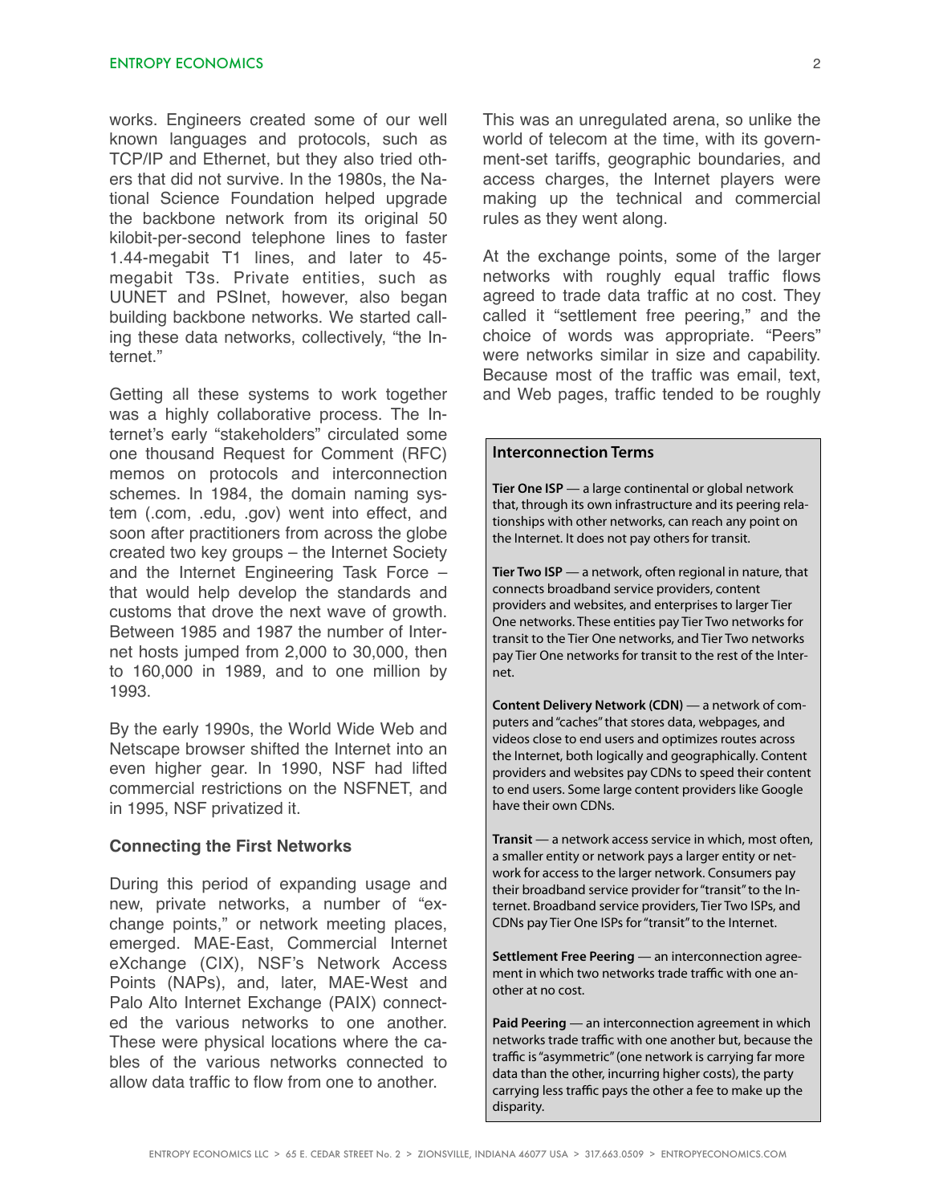works. Engineers created some of our well known languages and protocols, such as TCP/IP and Ethernet, but they also tried others that did not survive. In the 1980s, the National Science Foundation helped upgrade the backbone network from its original 50 kilobit-per-second telephone lines to faster 1.44-megabit T1 lines, and later to 45-megabit T3s. Private entities, such as UUNET and PSInet, however, also began building backbone networks. We started calling these data networks, collectively, "the Internet."

Getting all these systems to work together was a highly collaborative process. The Internet's early "stakeholders" circulated some one thousand Request for Comment (RFC) memos on protocols and interconnection schemes. In 1984, the domain naming system (.com, .edu, .gov) went into effect, and soon after practitioners from across the globe created two key groups – the Internet Society and the Internet Engineering Task Force – that would help develop the standards and customs that drove the next wave of growth. Between 1985 and 1987 the number of Internet hosts jumped from 2,000 to 30,000, then to 160,000 in 1989, and to one million by 1993.

By the early 1990s, the World Wide Web and Netscape browser shifted the Internet into an even higher gear. In 1990, NSF had lifted commercial restrictions on the NSFNET, and in 1995, NSF privatized it.

### Connecting the First Networks

During this period of expanding usage and new, private networks, a number of "exchange points," or network meeting places, emerged. MAE-East, Commercial Internet eXchange (CIX), NSF's Network Access Points (NAPs), and, later, MAE-West and Palo Alto Internet Exchange (PAIX) connected the various networks to one another. These were physical locations where the cables of the various networks connected to allow data traffic to flow from one to another.

This was an unregulated arena, so unlike the world of telecom at the time, with its government-set tariffs, geographic boundaries, and access charges, the Internet players were making up the technical and commercial rules as they went along.

At the exchange points, some of the larger networks with roughly equal traffic flows agreed to trade data traffic at no cost. They called it "settlement free peering," and the choice of words was appropriate. "Peers" were networks similar in size and capability. Because most of the traffic was email, text, and Web pages, traffic tended to be roughly

#### Interconnection Terms

**Tier One ISP** — a large continental or global network that, through its own infrastructure and its peering relationships with other networks, can reach any point on the Internet. It does not pay others for transit.

**Tier Two ISP** — a network, often regional in nature, that connects broadband service providers, content providers and websites, and enterprises to larger Tier One networks. These entities pay Tier Two networks for transit to the Tier One networks, and Tier Two networks pay Tier One networks for transit to the rest of the Internet.

**Content Delivery Network (CDN)** — a network of computers and "caches" that stores data, webpages, and videos close to end users and optimizes routes across the Internet, both logically and geographically. Content providers and websites pay CDNs to speed their content to end users. Some large content providers like Google have their own CDNs.

**Transit** — a network access service in which, most often, a smaller entity or network pays a larger entity or network for access to the larger network. Consumers pay their broadband service provider for "transit" to the Internet. Broadband service providers, Tier Two ISPs, and CDNs pay Tier One ISPs for "transit" to the Internet.

**Settlement Free Peering** — an interconnection agreement in which two networks trade traffic with one another at no cost.

**Paid Peering** — an interconnection agreement in which networks trade traffic with one another but, because the traffic is "asymmetric" (one network is carrying far more data than the other, incurring higher costs), the party carrying less traffic pays the other a fee to make up the disparity.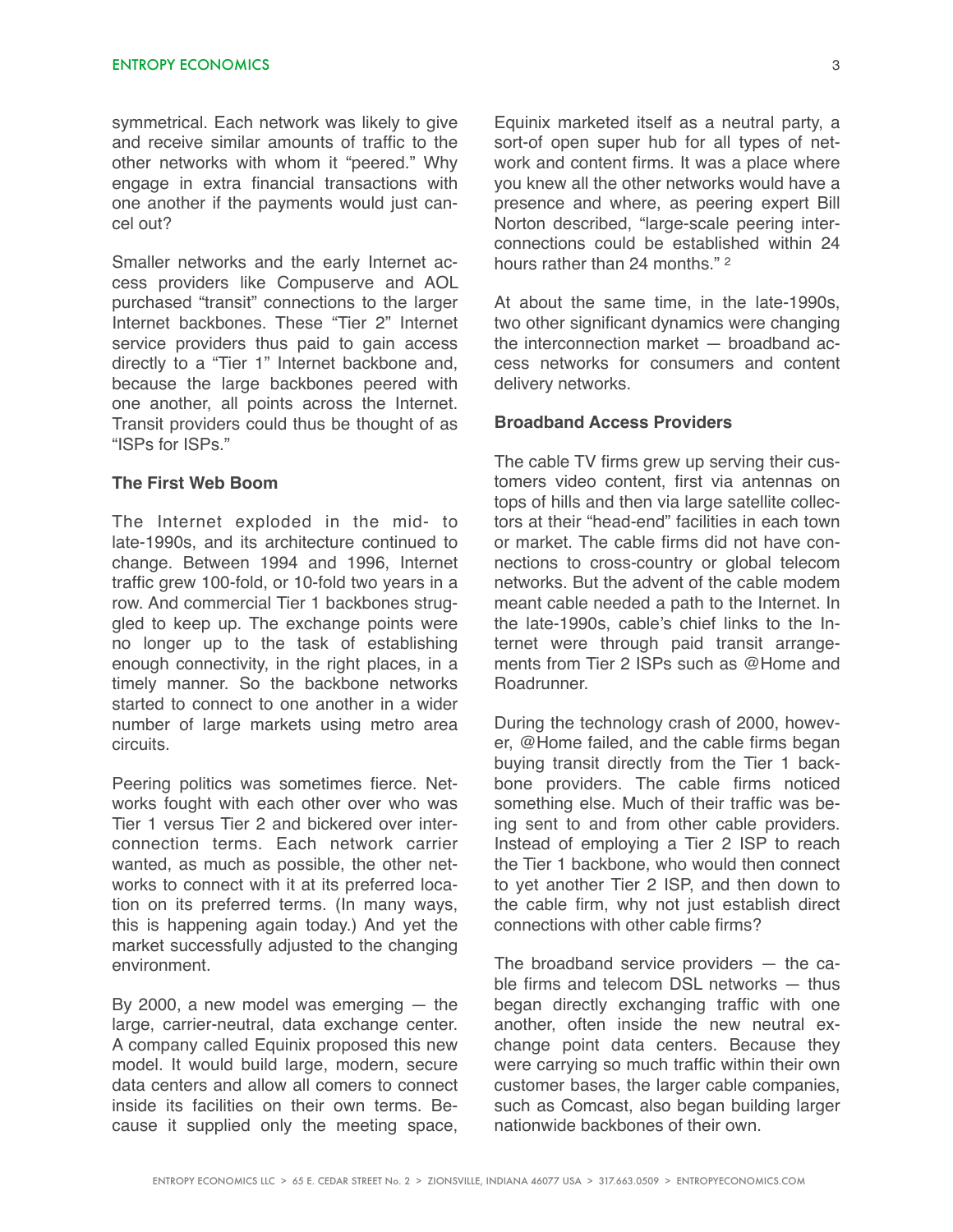symmetrical. Each network was likely to give and receive similar amounts of traffic to the other networks with whom it "peered." Why engage in extra financial transactions with one another if the payments would just cancel out?

Smaller networks and the early Internet access providers like Compuserve and AOL purchased "transit" connections to the larger Internet backbones. These "Tier 2" Internet service providers thus paid to gain access directly to a "Tier 1" Internet backbone and, because the large backbones peered with one another, all points across the Internet. Transit providers could thus be thought of as "ISPs for ISPs."

### The First Web Boom

The Internet exploded in the mid- to late-1990s, and its architecture continued to change. Between 1994 and 1996, Internet traffic grew 100-fold, or 10-fold two years in a row. And commercial Tier 1 backbones struggled to keep up. The exchange points were no longer up to the task of establishing enough connectivity, in the right places, in a timely manner. So the backbone networks started to connect to one another in a wider number of large markets using metro area circuits.

Peering politics was sometimes fierce. Networks fought with each other over who was Tier 1 versus Tier 2 and bickered over interconnection terms. Each network carrier wanted, as much as possible, the other networks to connect with it at its preferred location on its preferred terms. (In many ways, this is happening again today.) And yet the market successfully adjusted to the changing environment.

By 2000, a new model was emerging — the large, carrier-neutral, data exchange center. A company called Equinix proposed this new model. It would build large, modern, secure data centers and allow all comers to connect inside its facilities on their own terms. Because it supplied only the meeting space, Equinix marketed itself as a neutral party, a sort-of open super hub for all types of network and content firms. It was a place where you knew all the other networks would have a presence and where, as peering expert Bill Norton described, "large-scale peering interconnections could be established within 24 hours rather than 24 months." [2]

At about the same time, in the late-1990s, two other significant dynamics were changing the interconnection market — broadband access networks for consumers and content delivery networks.

### Broadband Access Providers

The cable TV firms grew up serving their customers video content, first via antennas on tops of hills and then via large satellite collectors at their "head-end" facilities in each town or market. The cable firms did not have connections to cross-country or global telecom networks. But the advent of the cable modem meant cable needed a path to the Internet. In the late-1990s, cable's chief links to the Internet were through paid transit arrangements from Tier 2 ISPs such as @Home and Roadrunner.

During the technology crash of 2000, however, @Home failed, and the cable firms began buying transit directly from the Tier 1 backbone providers. The cable firms noticed something else. Much of their traffic was being sent to and from other cable providers. Instead of employing a Tier 2 ISP to reach the Tier 1 backbone, who would then connect to yet another Tier 2 ISP, and then down to the cable firm, why not just establish direct connections with other cable firms?

The broadband service providers — the cable firms and telecom DSL networks — thus began directly exchanging traffic with one another, often inside the new neutral exchange point data centers. Because they were carrying so much traffic within their own customer bases, the larger cable companies, such as Comcast, also began building larger nationwide backbones of their own.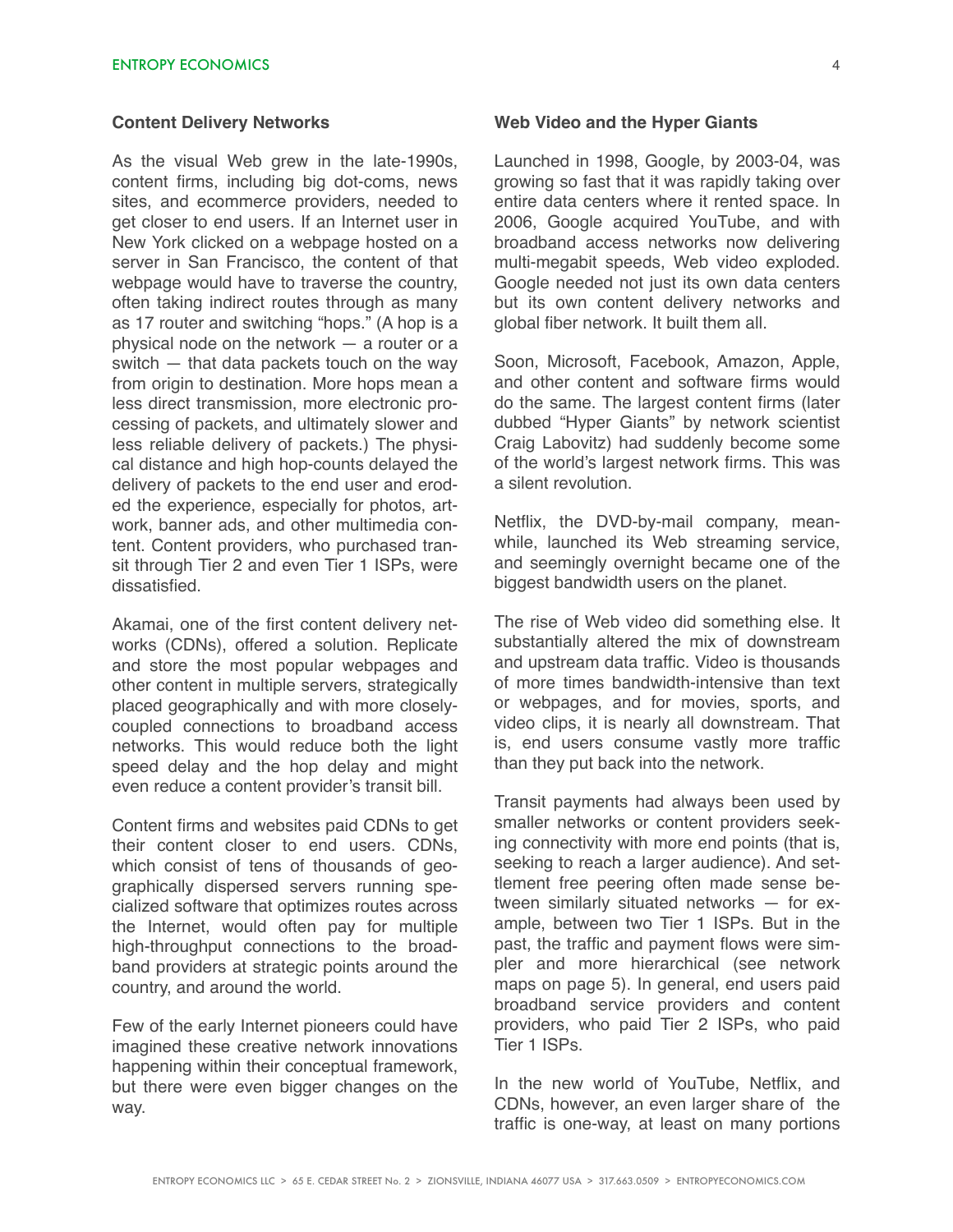## Content Delivery Networks

As the visual Web grew in the late-1990s, content firms, including big dot-coms, news sites, and ecommerce providers, needed to get closer to end users. If an Internet user in New York clicked on a webpage hosted on a server in San Francisco, the content of that webpage would have to traverse the country, often taking indirect routes through as many as 17 router and switching "hops." (A hop is a physical node on the network — a router or a switch — that data packets touch on the way from origin to destination. More hops mean a less direct transmission, more electronic processing of packets, and ultimately slower and less reliable delivery of packets.) The physical distance and high hop-counts delayed the delivery of packets to the end user and eroded the experience, especially for photos, artwork, banner ads, and other multimedia content. Content providers, who purchased transit through Tier 2 and even Tier 1 ISPs, were dissatisfied.

Akamai, one of the first content delivery networks (CDNs), offered a solution. Replicate and store the most popular webpages and other content in multiple servers, strategically placed geographically and with more closely-coupled connections to broadband access networks. This would reduce both the light speed delay and the hop delay and might even reduce a content provider's transit bill.

Content firms and websites paid CDNs to get their content closer to end users. CDNs, which consist of tens of thousands of geographically dispersed servers running specialized software that optimizes routes across the Internet, would often pay for multiple high-throughput connections to the broadband providers at strategic points around the country, and around the world.

Few of the early Internet pioneers could have imagined these creative network innovations happening within their conceptual framework, but there were even bigger changes on the way.

## Web Video and the Hyper Giants

Launched in 1998, Google, by 2003-04, was growing so fast that it was rapidly taking over entire data centers where it rented space. In 2006, Google acquired YouTube, and with broadband access networks now delivering multi-megabit speeds, Web video exploded. Google needed not just its own data centers but its own content delivery networks and global fiber network. It built them all.

Soon, Microsoft, Facebook, Amazon, Apple, and other content and software firms would do the same. The largest content firms (later dubbed "Hyper Giants" by network scientist Craig Labovitz) had suddenly become some of the world's largest network firms. This was a silent revolution.

Netflix, the DVD-by-mail company, meanwhile, launched its Web streaming service, and seemingly overnight became one of the biggest bandwidth users on the planet.

The rise of Web video did something else. It substantially altered the mix of downstream and upstream data traffic. Video is thousands of more times bandwidth-intensive than text or webpages, and for movies, sports, and video clips, it is nearly all downstream. That is, end users consume vastly more traffic than they put back into the network.

Transit payments had always been used by smaller networks or content providers seeking connectivity with more end points (that is, seeking to reach a larger audience). And settlement free peering often made sense between similarly situated networks — for example, between two Tier 1 ISPs. But in the past, the traffic and payment flows were simpler and more hierarchical (see network maps on page 5). In general, end users paid broadband service providers and content providers, who paid Tier 2 ISPs, who paid Tier 1 ISPs.

In the new world of YouTube, Netflix, and CDNs, however, an even larger share of the traffic is one-way, at least on many portions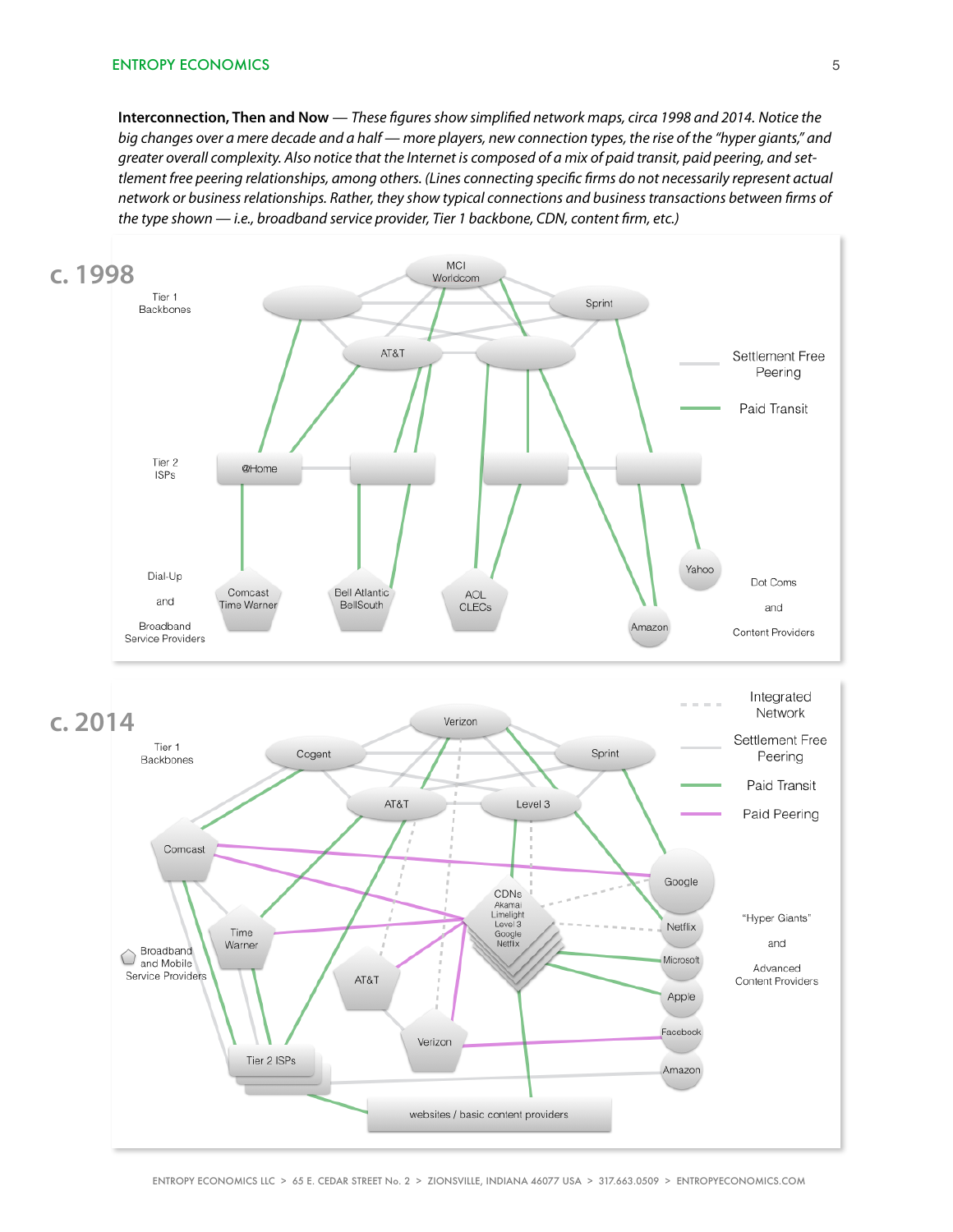**Interconnection, Then and Now** — *These figures show simplified network maps, circa 1998 and 2014. Notice the big changes over a mere decade and a half — more players, new connection types, the rise of the "hyper giants," and greater overall complexity. Also notice that the Internet is composed of a mix of paid transit, paid peering, and settlement free peering relationships, among others. (Lines connecting specific firms do not necessarily represent actual network or business relationships. Rather, they show typical connections and business transactions between firms of the type shown — i.e., broadband service provider, Tier 1 backbone, CDN, content firm, etc.)*

**c. 1998**

**c. 2014**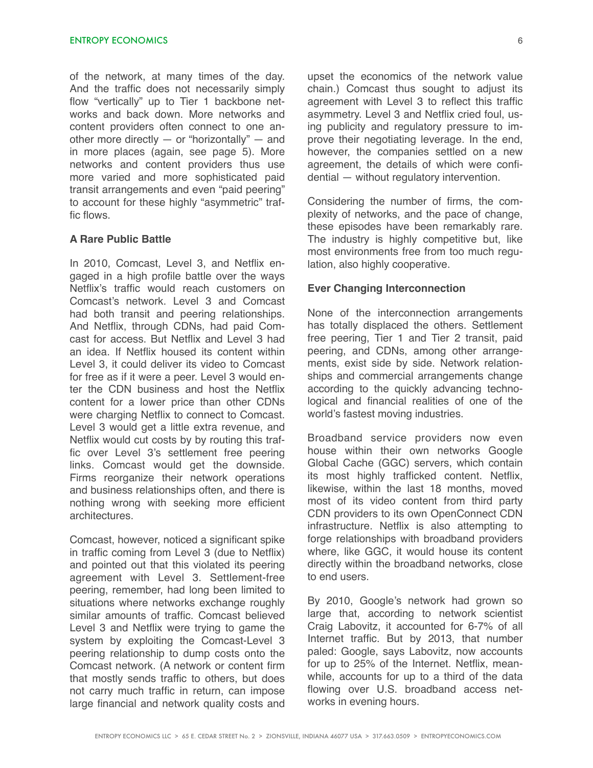of the network, at many times of the day. And the traffic does not necessarily simply flow "vertically" up to Tier 1 backbone networks and back down. More networks and content providers often connect to one another more directly — or "horizontally" — and in more places (again, see page 5). More networks and content providers thus use more varied and more sophisticated paid transit arrangements and even "paid peering" to account for these highly "asymmetric" traffic flows.

### A Rare Public Battle

In 2010, Comcast, Level 3, and Netflix engaged in a high profile battle over the ways Netflix's traffic would reach customers on Comcast's network. Level 3 and Comcast had both transit and peering relationships. And Netflix, through CDNs, had paid Comcast for access. But Netflix and Level 3 had an idea. If Netflix housed its content within Level 3, it could deliver its video to Comcast for free as if it were a peer. Level 3 would enter the CDN business and host the Netflix content for a lower price than other CDNs were charging Netflix to connect to Comcast. Level 3 would get a little extra revenue, and Netflix would cut costs by by routing this traffic over Level 3's settlement free peering links. Comcast would get the downside. Firms reorganize their network operations and business relationships often, and there is nothing wrong with seeking more efficient architectures.

Comcast, however, noticed a significant spike in traffic coming from Level 3 (due to Netflix) and pointed out that this violated its peering agreement with Level 3. Settlement-free peering, remember, had long been limited to situations where networks exchange roughly similar amounts of traffic. Comcast believed Level 3 and Netflix were trying to game the system by exploiting the Comcast-Level 3 peering relationship to dump costs onto the Comcast network. (A network or content firm that mostly sends traffic to others, but does not carry much traffic in return, can impose large financial and network quality costs and upset the economics of the network value chain.) Comcast thus sought to adjust its agreement with Level 3 to reflect this traffic asymmetry. Level 3 and Netflix cried foul, using publicity and regulatory pressure to improve their negotiating leverage. In the end, however, the companies settled on a new agreement, the details of which were confidential — without regulatory intervention.

Considering the number of firms, the complexity of networks, and the pace of change, these episodes have been remarkably rare. The industry is highly competitive but, like most environments free from too much regulation, also highly cooperative.

### Ever Changing Interconnection

None of the interconnection arrangements has totally displaced the others. Settlement free peering, Tier 1 and Tier 2 transit, paid peering, and CDNs, among other arrangements, exist side by side. Network relationships and commercial arrangements change according to the quickly advancing technological and financial realities of one of the world's fastest moving industries.

Broadband service providers now even house within their own networks Google Global Cache (GGC) servers, which contain its most highly trafficked content. Netflix, likewise, within the last 18 months, moved most of its video content from third party CDN providers to its own OpenConnect CDN infrastructure. Netflix is also attempting to forge relationships with broadband providers where, like GGC, it would house its content directly within the broadband networks, close to end users.

By 2010, Google's network had grown so large that, according to network scientist Craig Labovitz, it accounted for 6-7% of all Internet traffic. But by 2013, that number paled: Google, says Labovitz, now accounts for up to 25% of the Internet. Netflix, meanwhile, accounts for up to a third of the data flowing over U.S. broadband access networks in evening hours.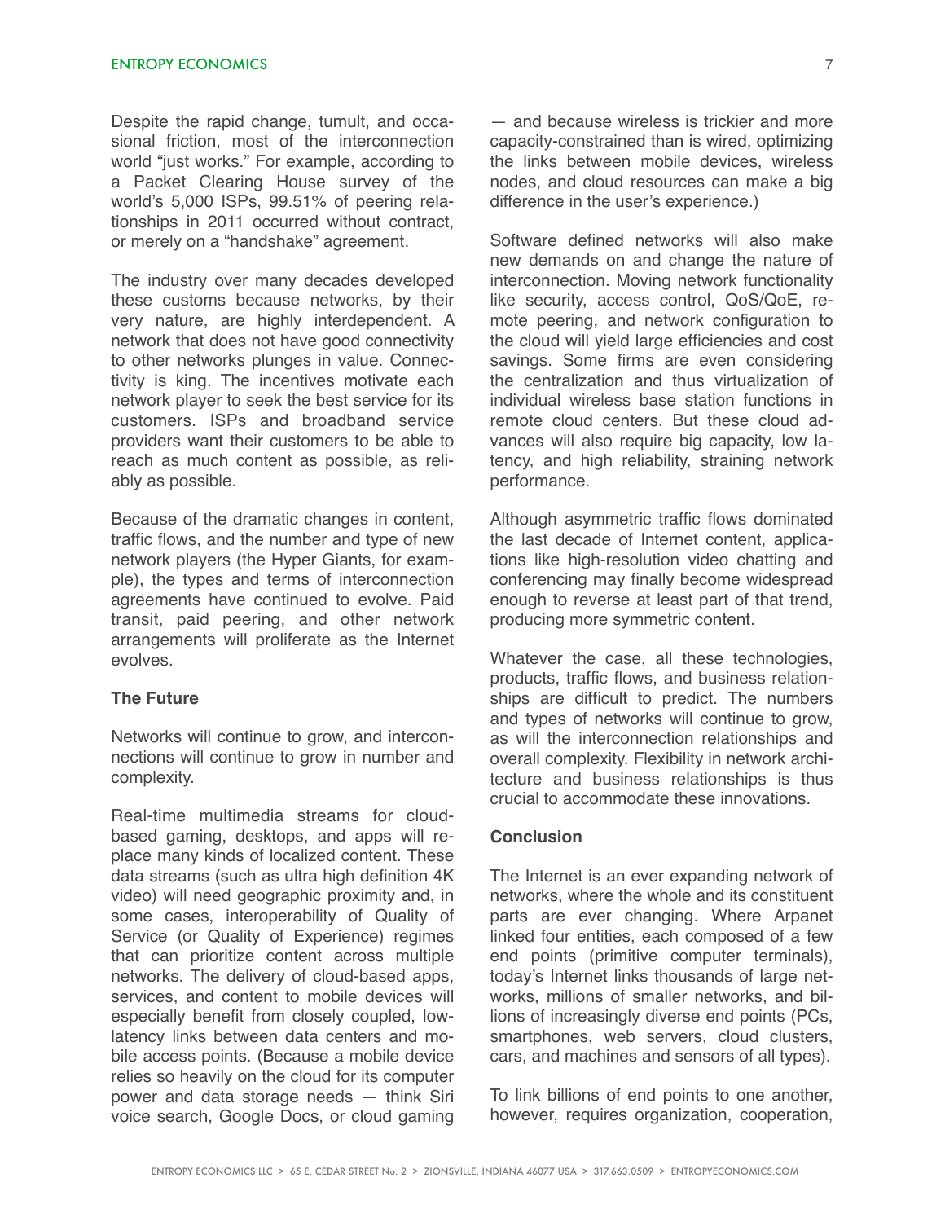Despite the rapid change, tumult, and occasional friction, most of the interconnection world "just works." For example, according to a Packet Clearing House survey of the world's 5,000 ISPs, 99.51% of peering relationships in 2011 occurred without contract, or merely on a "handshake" agreement.

The industry over many decades developed these customs because networks, by their very nature, are highly interdependent. A network that does not have good connectivity to other networks plunges in value. Connectivity is king. The incentives motivate each network player to seek the best service for its customers. ISPs and broadband service providers want their customers to be able to reach as much content as possible, as reliably as possible.

Because of the dramatic changes in content, traffic flows, and the number and type of new network players (the Hyper Giants, for example), the types and terms of interconnection agreements have continued to evolve. Paid transit, paid peering, and other network arrangements will proliferate as the Internet evolves.

### The Future

Networks will continue to grow, and interconnections will continue to grow in number and complexity.

Real-time multimedia streams for cloud-based gaming, desktops, and apps will replace many kinds of localized content. These data streams (such as ultra high definition 4K video) will need geographic proximity and, in some cases, interoperability of Quality of Service (or Quality of Experience) regimes that can prioritize content across multiple networks. The delivery of cloud-based apps, services, and content to mobile devices will especially benefit from closely coupled, low-latency links between data centers and mobile access points. (Because a mobile device relies so heavily on the cloud for its computer power and data storage needs — think Siri voice search, Google Docs, or cloud gaming — and because wireless is trickier and more capacity-constrained than is wired, optimizing the links between mobile devices, wireless nodes, and cloud resources can make a big difference in the user's experience.)

Software defined networks will also make new demands on and change the nature of interconnection. Moving network functionality like security, access control, QoS/QoE, remote peering, and network configuration to the cloud will yield large efficiencies and cost savings. Some firms are even considering the centralization and thus virtualization of individual wireless base station functions in remote cloud centers. But these cloud advances will also require big capacity, low latency, and high reliability, straining network performance.

Although asymmetric traffic flows dominated the last decade of Internet content, applications like high-resolution video chatting and conferencing may finally become widespread enough to reverse at least part of that trend, producing more symmetric content.

Whatever the case, all these technologies, products, traffic flows, and business relationships are difficult to predict. The numbers and types of networks will continue to grow, as will the interconnection relationships and overall complexity. Flexibility in network architecture and business relationships is thus crucial to accommodate these innovations.

### Conclusion

The Internet is an ever expanding network of networks, where the whole and its constituent parts are ever changing. Where Arpanet linked four entities, each composed of a few end points (primitive computer terminals), today's Internet links thousands of large networks, millions of smaller networks, and billions of increasingly diverse end points (PCs, smartphones, web servers, cloud clusters, cars, and machines and sensors of all types).

To link billions of end points to one another, however, requires organization, cooperation,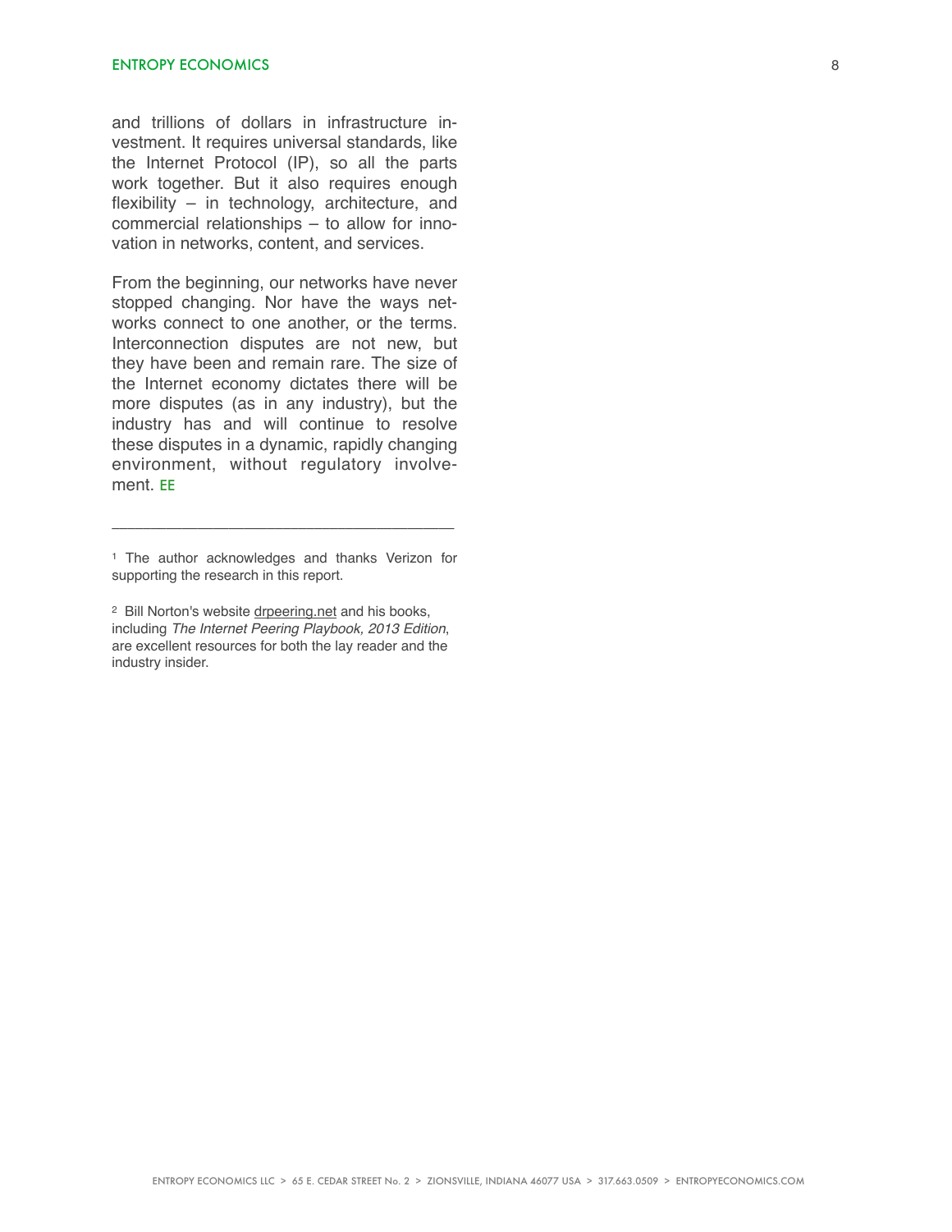and trillions of dollars in infrastructure investment. It requires universal standards, like the Internet Protocol (IP), so all the parts work together. But it also requires enough flexibility – in technology, architecture, and commercial relationships – to allow for innovation in networks, content, and services.

From the beginning, our networks have never stopped changing. Nor have the ways networks connect to one another, or the terms. Interconnection disputes are not new, but they have been and remain rare. The size of the Internet economy dictates there will be more disputes (as in any industry), but the industry has and will continue to resolve these disputes in a dynamic, rapidly changing environment, without regulatory involvement. EE

---

[1] The author acknowledges and thanks Verizon for supporting the research in this report.

[2] Bill Norton's website drpeering.net and his books, including *The Internet Peering Playbook, 2013 Edition*, are excellent resources for both the lay reader and the industry insider.